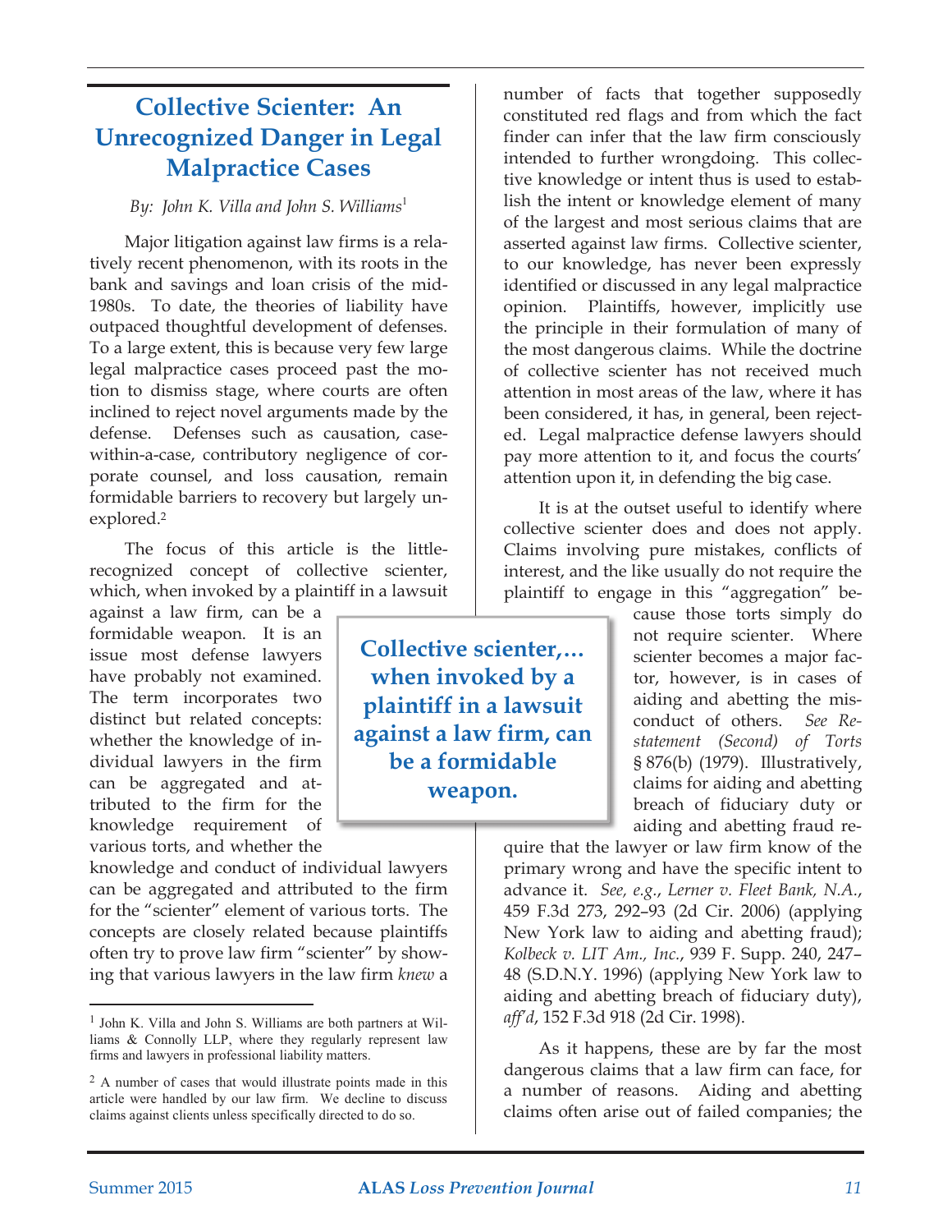# Collective Scienter: An Unrecognized Danger in Legal Malpractice Cases

*By: John K. Villa and John S. Williams*[1]

Major litigation against law firms is a relatively recent phenomenon, with its roots in the bank and savings and loan crisis of the mid-1980s. To date, the theories of liability have outpaced thoughtful development of defenses. To a large extent, this is because very few large legal malpractice cases proceed past the motion to dismiss stage, where courts are often inclined to reject novel arguments made by the defense. Defenses such as causation, case-within-a-case, contributory negligence of corporate counsel, and loss causation, remain formidable barriers to recovery but largely unexplored.[2]

The focus of this article is the little-recognized concept of collective scienter, which, when invoked by a plaintiff in a lawsuit against a law firm, can be a formidable weapon. It is an issue most defense lawyers have probably not examined. The term incorporates two distinct but related concepts: whether the knowledge of individual lawyers in the firm can be aggregated and attributed to the firm for the knowledge requirement of various torts, and whether the knowledge and conduct of individual lawyers can be aggregated and attributed to the firm for the "scienter" element of various torts. The concepts are closely related because plaintiffs often try to prove law firm "scienter" by showing that various lawyers in the law firm *knew* a number of facts that together supposedly constituted red flags and from which the fact finder can infer that the law firm consciously intended to further wrongdoing. This collective knowledge or intent thus is used to establish the intent or knowledge element of many of the largest and most serious claims that are asserted against law firms. Collective scienter, to our knowledge, has never been expressly identified or discussed in any legal malpractice opinion. Plaintiffs, however, implicitly use the principle in their formulation of many of the most dangerous claims. While the doctrine of collective scienter has not received much attention in most areas of the law, where it has been considered, it has, in general, been rejected. Legal malpractice defense lawyers should pay more attention to it, and focus the courts' attention upon it, in defending the big case.

> **Collective scienter,... when invoked by a plaintiff in a lawsuit against a law firm, can be a formidable weapon.**

It is at the outset useful to identify where collective scienter does and does not apply. Claims involving pure mistakes, conflicts of interest, and the like usually do not require the plaintiff to engage in this "aggregation" because those torts simply do not require scienter. Where scienter becomes a major factor, however, is in cases of aiding and abetting the misconduct of others. *See Restatement (Second) of Torts* § 876(b) (1979). Illustratively, claims for aiding and abetting breach of fiduciary duty or aiding and abetting fraud require that the lawyer or law firm know of the primary wrong and have the specific intent to advance it. *See, e.g., Lerner v. Fleet Bank, N.A.*, 459 F.3d 273, 292–93 (2d Cir. 2006) (applying New York law to aiding and abetting fraud); *Kolbeck v. LIT Am., Inc.*, 939 F. Supp. 240, 247–48 (S.D.N.Y. 1996) (applying New York law to aiding and abetting breach of fiduciary duty), *aff'd*, 152 F.3d 918 (2d Cir. 1998).

As it happens, these are by far the most dangerous claims that a law firm can face, for a number of reasons. Aiding and abetting claims often arise out of failed companies; the

---

[1] John K. Villa and John S. Williams are both partners at Williams & Connolly LLP, where they regularly represent law firms and lawyers in professional liability matters.

[2] A number of cases that would illustrate points made in this article were handled by our law firm. We decline to discuss claims against clients unless specifically directed to do so.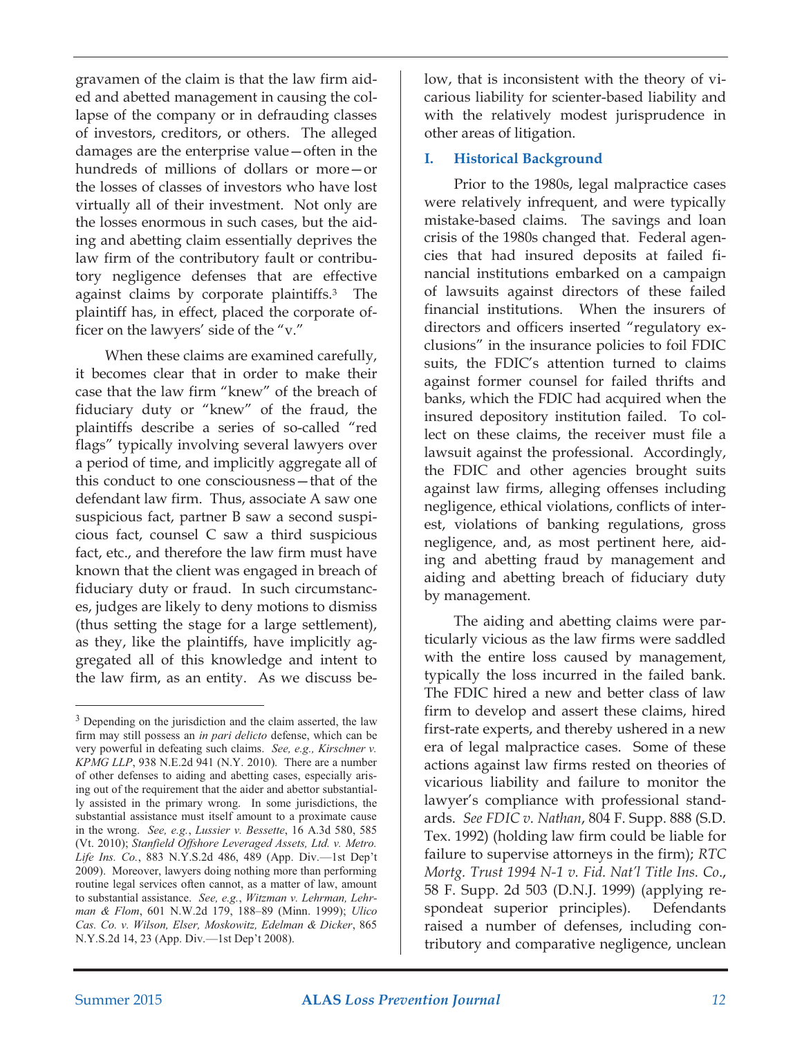gravamen of the claim is that the law firm aided and abetted management in causing the collapse of the company or in defrauding classes of investors, creditors, or others. The alleged damages are the enterprise value—often in the hundreds of millions of dollars or more—or the losses of classes of investors who have lost virtually all of their investment. Not only are the losses enormous in such cases, but the aiding and abetting claim essentially deprives the law firm of the contributory fault or contributory negligence defenses that are effective against claims by corporate plaintiffs.[3] The plaintiff has, in effect, placed the corporate officer on the lawyers' side of the "v."

When these claims are examined carefully, it becomes clear that in order to make their case that the law firm "knew" of the breach of fiduciary duty or "knew" of the fraud, the plaintiffs describe a series of so-called "red flags" typically involving several lawyers over a period of time, and implicitly aggregate all of this conduct to one consciousness—that of the defendant law firm. Thus, associate A saw one suspicious fact, partner B saw a second suspicious fact, counsel C saw a third suspicious fact, etc., and therefore the law firm must have known that the client was engaged in breach of fiduciary duty or fraud. In such circumstances, judges are likely to deny motions to dismiss (thus setting the stage for a large settlement), as they, like the plaintiffs, have implicitly aggregated all of this knowledge and intent to the law firm, as an entity. As we discuss below, that is inconsistent with the theory of vicarious liability for scienter-based liability and with the relatively modest jurisprudence in other areas of litigation.

## I. Historical Background

Prior to the 1980s, legal malpractice cases were relatively infrequent, and were typically mistake-based claims. The savings and loan crisis of the 1980s changed that. Federal agencies that had insured deposits at failed financial institutions embarked on a campaign of lawsuits against directors of these failed financial institutions. When the insurers of directors and officers inserted "regulatory exclusions" in the insurance policies to foil FDIC suits, the FDIC's attention turned to claims against former counsel for failed thrifts and banks, which the FDIC had acquired when the insured depository institution failed. To collect on these claims, the receiver must file a lawsuit against the professional. Accordingly, the FDIC and other agencies brought suits against law firms, alleging offenses including negligence, ethical violations, conflicts of interest, violations of banking regulations, gross negligence, and, as most pertinent here, aiding and abetting fraud by management and aiding and abetting breach of fiduciary duty by management.

The aiding and abetting claims were particularly vicious as the law firms were saddled with the entire loss caused by management, typically the loss incurred in the failed bank. The FDIC hired a new and better class of law firm to develop and assert these claims, hired first-rate experts, and thereby ushered in a new era of legal malpractice cases. Some of these actions against law firms rested on theories of vicarious liability and failure to monitor the lawyer's compliance with professional standards. *See FDIC v. Nathan*, 804 F. Supp. 888 (S.D. Tex. 1992) (holding law firm could be liable for failure to supervise attorneys in the firm); *RTC Mortg. Trust 1994 N-1 v. Fid. Nat'l Title Ins. Co*., 58 F. Supp. 2d 503 (D.N.J. 1999) (applying respondeat superior principles). Defendants raised a number of defenses, including contributory and comparative negligence, unclean

---

[3] Depending on the jurisdiction and the claim asserted, the law firm may still possess an *in pari delicto* defense, which can be very powerful in defeating such claims. *See, e.g., Kirschner v. KPMG LLP*, 938 N.E.2d 941 (N.Y. 2010). There are a number of other defenses to aiding and abetting cases, especially arising out of the requirement that the aider and abettor substantially assisted in the primary wrong. In some jurisdictions, the substantial assistance must itself amount to a proximate cause in the wrong. *See, e.g.*, *Lussier v. Bessette*, 16 A.3d 580, 585 (Vt. 2010); *Stanfield Offshore Leveraged Assets, Ltd. v. Metro. Life Ins. Co.*, 883 N.Y.S.2d 486, 489 (App. Div.—1st Dep't 2009). Moreover, lawyers doing nothing more than performing routine legal services often cannot, as a matter of law, amount to substantial assistance. *See, e.g.*, *Witzman v. Lehrman, Lehrman & Flom*, 601 N.W.2d 179, 188–89 (Minn. 1999); *Ulico Cas. Co. v. Wilson, Elser, Moskowitz, Edelman & Dicker*, 865 N.Y.S.2d 14, 23 (App. Div.—1st Dep't 2008).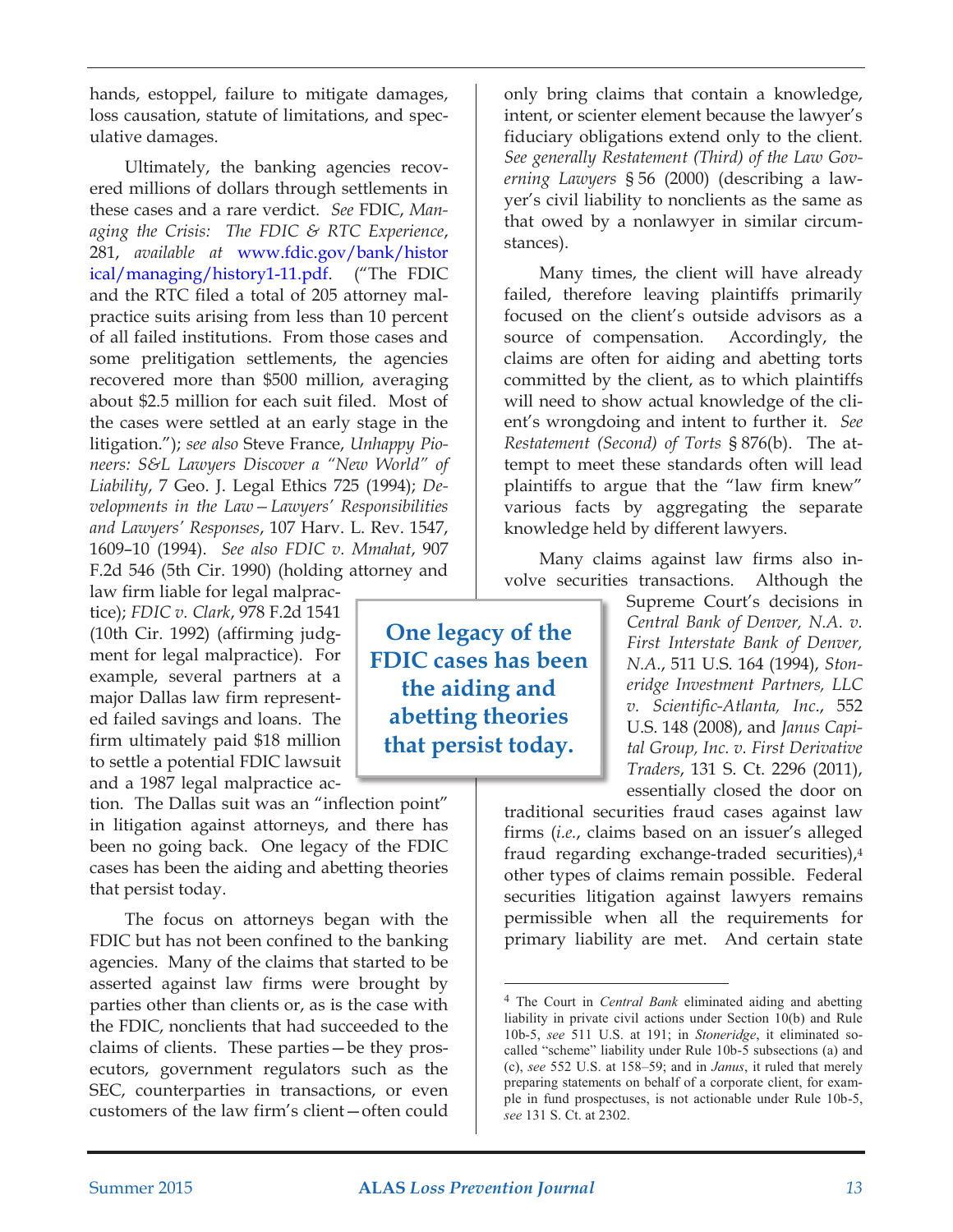hands, estoppel, failure to mitigate damages, loss causation, statute of limitations, and speculative damages.

Ultimately, the banking agencies recovered millions of dollars through settlements in these cases and a rare verdict. *See* FDIC, *Managing the Crisis: The FDIC & RTC Experience*, 281, *available at* www.fdic.gov/bank/historical/managing/history1-11.pdf. ("The FDIC and the RTC filed a total of 205 attorney malpractice suits arising from less than 10 percent of all failed institutions. From those cases and some prelitigation settlements, the agencies recovered more than $500 million, averaging about $2.5 million for each suit filed. Most of the cases were settled at an early stage in the litigation."); *see also* Steve France, *Unhappy Pioneers: S&L Lawyers Discover a "New World" of Liability*, 7 Geo. J. Legal Ethics 725 (1994); *Developments in the Law—Lawyers' Responsibilities and Lawyers' Responses*, 107 Harv. L. Rev. 1547, 1609–10 (1994). *See also FDIC v. Mmahat*, 907 F.2d 546 (5th Cir. 1990) (holding attorney and law firm liable for legal malpractice); *FDIC v. Clark*, 978 F.2d 1541 (10th Cir. 1992) (affirming judgment for legal malpractice). For example, several partners at a major Dallas law firm represented failed savings and loans. The firm ultimately paid $18 million to settle a potential FDIC lawsuit and a 1987 legal malpractice action. The Dallas suit was an "inflection point" in litigation against attorneys, and there has been no going back. One legacy of the FDIC cases has been the aiding and abetting theories that persist today.

**One legacy of the FDIC cases has been the aiding and abetting theories that persist today.**

The focus on attorneys began with the FDIC but has not been confined to the banking agencies. Many of the claims that started to be asserted against law firms were brought by parties other than clients or, as is the case with the FDIC, nonclients that had succeeded to the claims of clients. These parties—be they prosecutors, government regulators such as the SEC, counterparties in transactions, or even customers of the law firm's client—often could only bring claims that contain a knowledge, intent, or scienter element because the lawyer's fiduciary obligations extend only to the client. *See generally Restatement (Third) of the Law Governing Lawyers* § 56 (2000) (describing a lawyer's civil liability to nonclients as the same as that owed by a nonlawyer in similar circumstances).

Many times, the client will have already failed, therefore leaving plaintiffs primarily focused on the client's outside advisors as a source of compensation. Accordingly, the claims are often for aiding and abetting torts committed by the client, as to which plaintiffs will need to show actual knowledge of the client's wrongdoing and intent to further it. *See Restatement (Second) of Torts* § 876(b). The attempt to meet these standards often will lead plaintiffs to argue that the "law firm knew" various facts by aggregating the separate knowledge held by different lawyers.

Many claims against law firms also involve securities transactions. Although the Supreme Court's decisions in *Central Bank of Denver, N.A. v. First Interstate Bank of Denver, N.A.*, 511 U.S. 164 (1994), *Stoneridge Investment Partners, LLC v. Scientific-Atlanta, Inc.*, 552 U.S. 148 (2008), and *Janus Capital Group, Inc. v. First Derivative Traders*, 131 S. Ct. 2296 (2011), essentially closed the door on traditional securities fraud cases against law firms (*i.e.*, claims based on an issuer's alleged fraud regarding exchange-traded securities),[4] other types of claims remain possible. Federal securities litigation against lawyers remains permissible when all the requirements for primary liability are met. And certain state

---

[4] The Court in *Central Bank* eliminated aiding and abetting liability in private civil actions under Section 10(b) and Rule 10b-5, *see* 511 U.S. at 191; in *Stoneridge*, it eliminated so-called "scheme" liability under Rule 10b-5 subsections (a) and (c), *see* 552 U.S. at 158–59; and in *Janus*, it ruled that merely preparing statements on behalf of a corporate client, for example in fund prospectuses, is not actionable under Rule 10b-5, *see* 131 S. Ct. at 2302.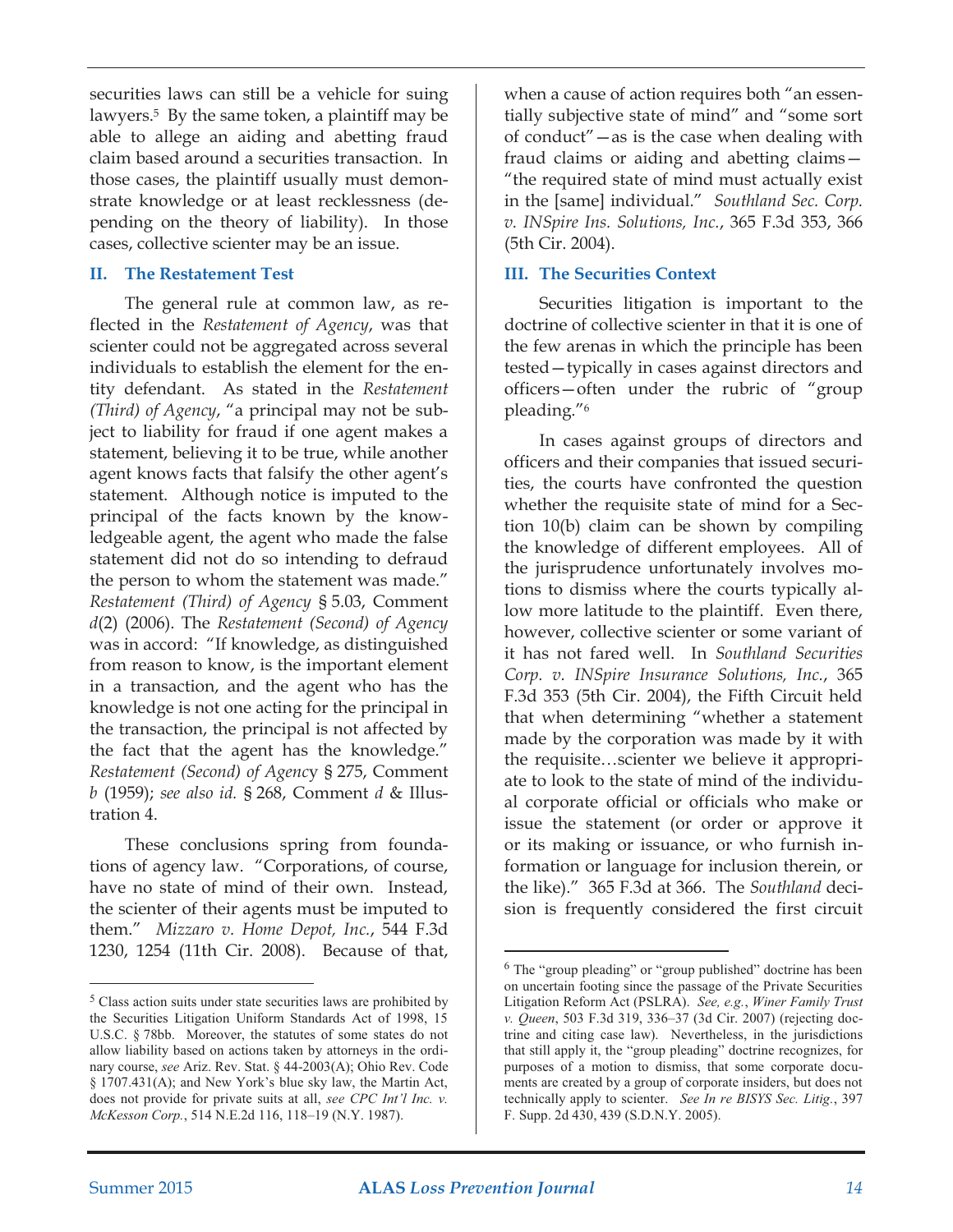securities laws can still be a vehicle for suing lawyers.[5] By the same token, a plaintiff may be able to allege an aiding and abetting fraud claim based around a securities transaction. In those cases, the plaintiff usually must demonstrate knowledge or at least recklessness (depending on the theory of liability). In those cases, collective scienter may be an issue.

## II. The Restatement Test

The general rule at common law, as reflected in the *Restatement of Agency*, was that scienter could not be aggregated across several individuals to establish the element for the entity defendant. As stated in the *Restatement (Third) of Agency*, "a principal may not be subject to liability for fraud if one agent makes a statement, believing it to be true, while another agent knows facts that falsify the other agent's statement. Although notice is imputed to the principal of the facts known by the knowledgeable agent, the agent who made the false statement did not do so intending to defraud the person to whom the statement was made." *Restatement (Third) of Agency* § 5.03, Comment *d*(2) (2006). The *Restatement (Second) of Agency* was in accord: "If knowledge, as distinguished from reason to know, is the important element in a transaction, and the agent who has the knowledge is not one acting for the principal in the transaction, the principal is not affected by the fact that the agent has the knowledge." *Restatement (Second) of Agency* § 275, Comment *b* (1959); *see also id.* § 268, Comment *d* & Illustration 4.

These conclusions spring from foundations of agency law. "Corporations, of course, have no state of mind of their own. Instead, the scienter of their agents must be imputed to them." *Mizzaro v. Home Depot, Inc.*, 544 F.3d 1230, 1254 (11th Cir. 2008). Because of that, when a cause of action requires both "an essentially subjective state of mind" and "some sort of conduct"—as is the case when dealing with fraud claims or aiding and abetting claims—"the required state of mind must actually exist in the [same] individual." *Southland Sec. Corp. v. INSpire Ins. Solutions, Inc.*, 365 F.3d 353, 366 (5th Cir. 2004).

## III. The Securities Context

Securities litigation is important to the doctrine of collective scienter in that it is one of the few arenas in which the principle has been tested—typically in cases against directors and officers—often under the rubric of "group pleading."[6]

In cases against groups of directors and officers and their companies that issued securities, the courts have confronted the question whether the requisite state of mind for a Section 10(b) claim can be shown by compiling the knowledge of different employees. All of the jurisprudence unfortunately involves motions to dismiss where the courts typically allow more latitude to the plaintiff. Even there, however, collective scienter or some variant of it has not fared well. In *Southland Securities Corp. v. INSpire Insurance Solutions, Inc.*, 365 F.3d 353 (5th Cir. 2004), the Fifth Circuit held that when determining "whether a statement made by the corporation was made by it with the requisite…scienter we believe it appropriate to look to the state of mind of the individual corporate official or officials who make or issue the statement (or order or approve it or its making or issuance, or who furnish information or language for inclusion therein, or the like)." 365 F.3d at 366. The *Southland* decision is frequently considered the first circuit

---

[5] Class action suits under state securities laws are prohibited by the Securities Litigation Uniform Standards Act of 1998, 15 U.S.C. § 78bb. Moreover, the statutes of some states do not allow liability based on actions taken by attorneys in the ordinary course, *see* Ariz. Rev. Stat. § 44-2003(A); Ohio Rev. Code § 1707.431(A); and New York's blue sky law, the Martin Act, does not provide for private suits at all, *see CPC Int'l Inc. v. McKesson Corp.*, 514 N.E.2d 116, 118–19 (N.Y. 1987).

[6] The "group pleading" or "group published" doctrine has been on uncertain footing since the passage of the Private Securities Litigation Reform Act (PSLRA). *See, e.g.*, *Winer Family Trust v. Queen*, 503 F.3d 319, 336–37 (3d Cir. 2007) (rejecting doctrine and citing case law). Nevertheless, in the jurisdictions that still apply it, the "group pleading" doctrine recognizes, for purposes of a motion to dismiss, that some corporate documents are created by a group of corporate insiders, but does not technically apply to scienter. *See In re BISYS Sec. Litig.*, 397 F. Supp. 2d 430, 439 (S.D.N.Y. 2005).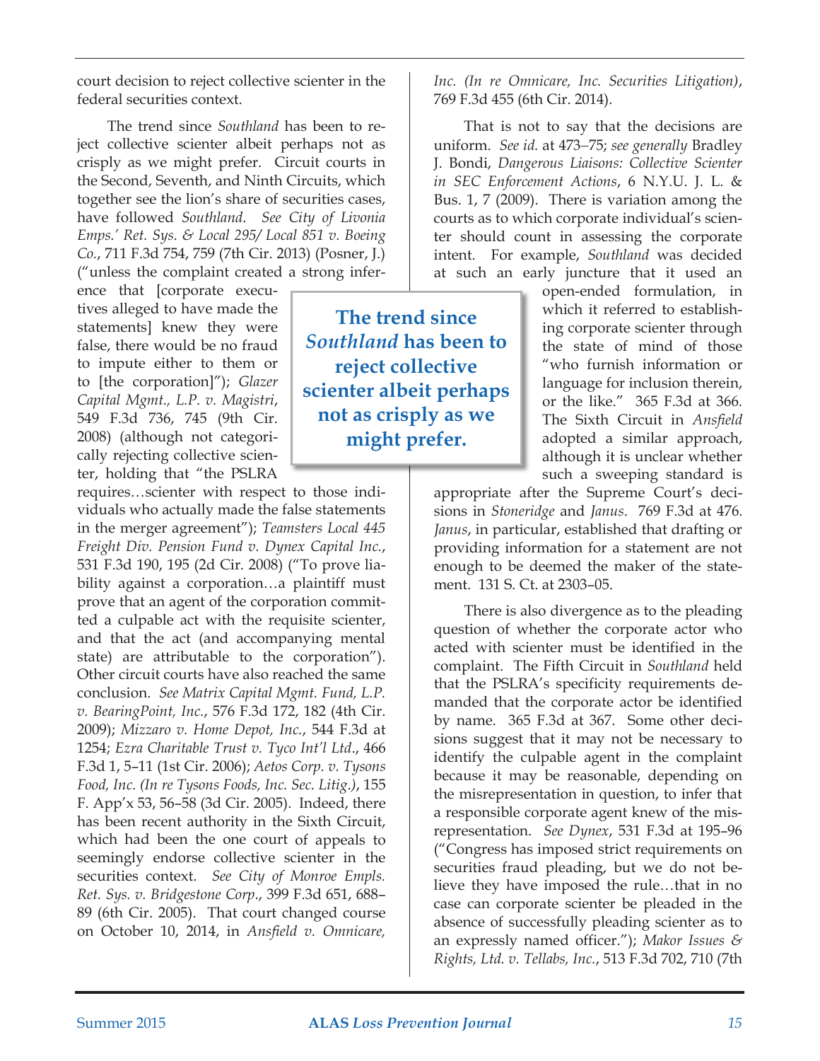court decision to reject collective scienter in the federal securities context.

The trend since *Southland* has been to reject collective scienter albeit perhaps not as crisply as we might prefer. Circuit courts in the Second, Seventh, and Ninth Circuits, which together see the lion's share of securities cases, have followed *Southland*. *See City of Livonia Emps.' Ret. Sys. & Local 295/ Local 851 v. Boeing Co.*, 711 F.3d 754, 759 (7th Cir. 2013) (Posner, J.) ("unless the complaint created a strong inference that [corporate executives alleged to have made the statements] knew they were false, there would be no fraud to impute either to them or to [the corporation]"); *Glazer Capital Mgmt., L.P. v. Magistri*, 549 F.3d 736, 745 (9th Cir. 2008) (although not categorically rejecting collective scienter, holding that "the PSLRA requires…scienter with respect to those individuals who actually made the false statements in the merger agreement"); *Teamsters Local 445 Freight Div. Pension Fund v. Dynex Capital Inc.*, 531 F.3d 190, 195 (2d Cir. 2008) ("To prove liability against a corporation…a plaintiff must prove that an agent of the corporation committed a culpable act with the requisite scienter, and that the act (and accompanying mental state) are attributable to the corporation"). Other circuit courts have also reached the same conclusion. *See Matrix Capital Mgmt. Fund, L.P. v. BearingPoint, Inc.*, 576 F.3d 172, 182 (4th Cir. 2009); *Mizzaro v. Home Depot, Inc.*, 544 F.3d at 1254; *Ezra Charitable Trust v. Tyco Int'l Ltd.*, 466 F.3d 1, 5–11 (1st Cir. 2006); *Aetos Corp. v. Tysons Food, Inc. (In re Tysons Foods, Inc. Sec. Litig.)*, 155 F. App'x 53, 56–58 (3d Cir. 2005). Indeed, there has been recent authority in the Sixth Circuit, which had been the one court of appeals to seemingly endorse collective scienter in the securities context. *See City of Monroe Empls. Ret. Sys. v. Bridgestone Corp*., 399 F.3d 651, 688–89 (6th Cir. 2005). That court changed course on October 10, 2014, in *Ansfield v. Omnicare, Inc. (In re Omnicare, Inc. Securities Litigation)*, 769 F.3d 455 (6th Cir. 2014).

> **The trend since *Southland* has been to reject collective scienter albeit perhaps not as crisply as we might prefer.**

That is not to say that the decisions are uniform. *See id.* at 473–75; *see generally* Bradley J. Bondi, *Dangerous Liaisons: Collective Scienter in SEC Enforcement Actions*, 6 N.Y.U. J. L. & Bus. 1, 7 (2009). There is variation among the courts as to which corporate individual's scienter should count in assessing the corporate intent. For example, *Southland* was decided at such an early juncture that it used an open-ended formulation, in which it referred to establishing corporate scienter through the state of mind of those "who furnish information or language for inclusion therein, or the like." 365 F.3d at 366. The Sixth Circuit in *Ansfield* adopted a similar approach, although it is unclear whether such a sweeping standard is appropriate after the Supreme Court's decisions in *Stoneridge* and *Janus*. 769 F.3d at 476. *Janus*, in particular, established that drafting or providing information for a statement are not enough to be deemed the maker of the statement. 131 S. Ct. at 2303–05.

There is also divergence as to the pleading question of whether the corporate actor who acted with scienter must be identified in the complaint. The Fifth Circuit in *Southland* held that the PSLRA's specificity requirements demanded that the corporate actor be identified by name. 365 F.3d at 367. Some other decisions suggest that it may not be necessary to identify the culpable agent in the complaint because it may be reasonable, depending on the misrepresentation in question, to infer that a responsible corporate agent knew of the misrepresentation. *See Dynex*, 531 F.3d at 195–96 ("Congress has imposed strict requirements on securities fraud pleading, but we do not believe they have imposed the rule…that in no case can corporate scienter be pleaded in the absence of successfully pleading scienter as to an expressly named officer."); *Makor Issues & Rights, Ltd. v. Tellabs, Inc.*, 513 F.3d 702, 710 (7th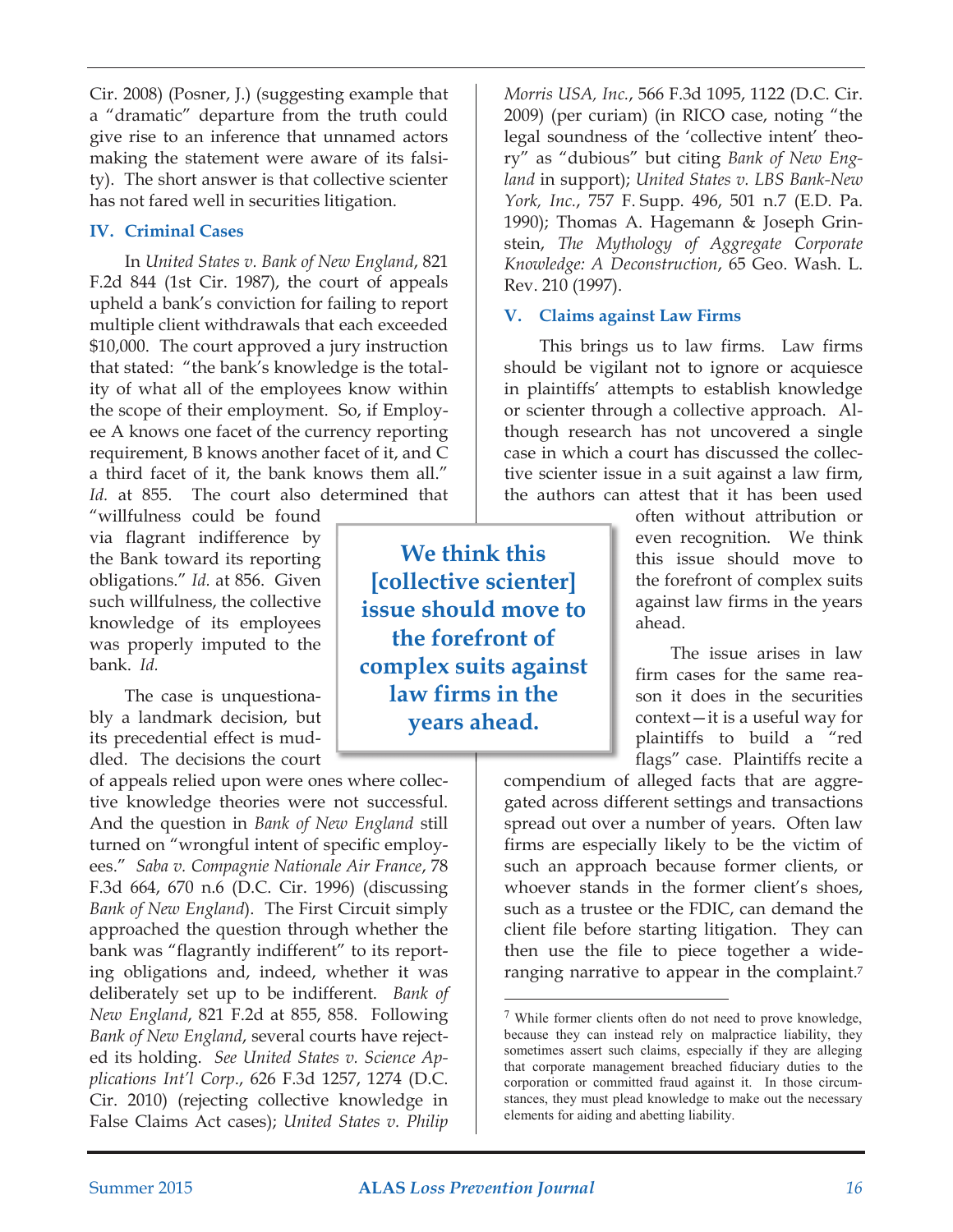Cir. 2008) (Posner, J.) (suggesting example that a "dramatic" departure from the truth could give rise to an inference that unnamed actors making the statement were aware of its falsity). The short answer is that collective scienter has not fared well in securities litigation.

## IV. Criminal Cases

In *United States v. Bank of New England*, 821 F.2d 844 (1st Cir. 1987), the court of appeals upheld a bank's conviction for failing to report multiple client withdrawals that each exceeded $10,000. The court approved a jury instruction that stated: "the bank's knowledge is the totality of what all of the employees know within the scope of their employment. So, if Employee A knows one facet of the currency reporting requirement, B knows another facet of it, and C a third facet of it, the bank knows them all." *Id.* at 855. The court also determined that "willfulness could be found via flagrant indifference by the Bank toward its reporting obligations." *Id.* at 856. Given such willfulness, the collective knowledge of its employees was properly imputed to the bank. *Id.*

The case is unquestionably a landmark decision, but its precedential effect is muddled. The decisions the court of appeals relied upon were ones where collective knowledge theories were not successful. And the question in *Bank of New England* still turned on "wrongful intent of specific employees." *Saba v. Compagnie Nationale Air France*, 78 F.3d 664, 670 n.6 (D.C. Cir. 1996) (discussing *Bank of New England*). The First Circuit simply approached the question through whether the bank was "flagrantly indifferent" to its reporting obligations and, indeed, whether it was deliberately set up to be indifferent. *Bank of New England*, 821 F.2d at 855, 858. Following *Bank of New England*, several courts have rejected its holding. *See United States v. Science Applications Int'l Corp.*, 626 F.3d 1257, 1274 (D.C. Cir. 2010) (rejecting collective knowledge in False Claims Act cases); *United States v. Philip Morris USA, Inc.*, 566 F.3d 1095, 1122 (D.C. Cir. 2009) (per curiam) (in RICO case, noting "the legal soundness of the 'collective intent' theory" as "dubious" but citing *Bank of New England* in support); *United States v. LBS Bank-New York, Inc.*, 757 F. Supp. 496, 501 n.7 (E.D. Pa. 1990); Thomas A. Hagemann & Joseph Grinstein, *The Mythology of Aggregate Corporate Knowledge: A Deconstruction*, 65 Geo. Wash. L. Rev. 210 (1997).

## V. Claims against Law Firms

This brings us to law firms. Law firms should be vigilant not to ignore or acquiesce in plaintiffs' attempts to establish knowledge or scienter through a collective approach. Although research has not uncovered a single case in which a court has discussed the collective scienter issue in a suit against a law firm, the authors can attest that it has been used often without attribution or even recognition. We think this issue should move to the forefront of complex suits against law firms in the years ahead.

> **We think this [collective scienter] issue should move to the forefront of complex suits against law firms in the years ahead.**

The issue arises in law firm cases for the same reason it does in the securities context—it is a useful way for plaintiffs to build a "red flags" case. Plaintiffs recite a compendium of alleged facts that are aggregated across different settings and transactions spread out over a number of years. Often law firms are especially likely to be the victim of such an approach because former clients, or whoever stands in the former client's shoes, such as a trustee or the FDIC, can demand the client file before starting litigation. They can then use the file to piece together a wide-ranging narrative to appear in the complaint.[7]

---

[7] While former clients often do not need to prove knowledge, because they can instead rely on malpractice liability, they sometimes assert such claims, especially if they are alleging that corporate management breached fiduciary duties to the corporation or committed fraud against it. In those circumstances, they must plead knowledge to make out the necessary elements for aiding and abetting liability.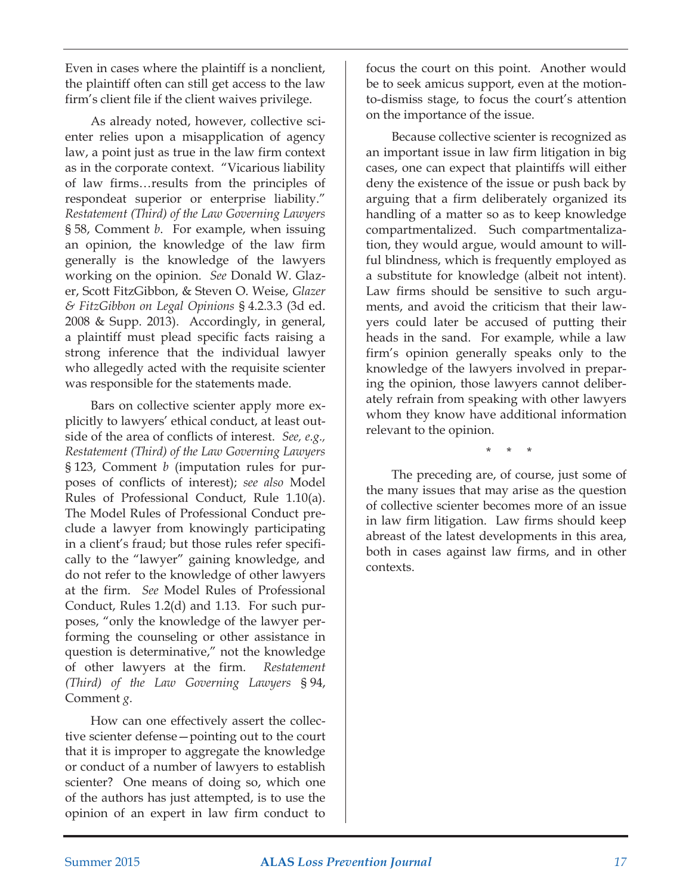Even in cases where the plaintiff is a nonclient, the plaintiff often can still get access to the law firm's client file if the client waives privilege.

As already noted, however, collective scienter relies upon a misapplication of agency law, a point just as true in the law firm context as in the corporate context. "Vicarious liability of law firms…results from the principles of respondeat superior or enterprise liability." *Restatement (Third) of the Law Governing Lawyers* § 58, Comment *b*. For example, when issuing an opinion, the knowledge of the law firm generally is the knowledge of the lawyers working on the opinion. *See* Donald W. Glazer, Scott FitzGibbon, & Steven O. Weise, *Glazer & FitzGibbon on Legal Opinions* § 4.2.3.3 (3d ed. 2008 & Supp. 2013). Accordingly, in general, a plaintiff must plead specific facts raising a strong inference that the individual lawyer who allegedly acted with the requisite scienter was responsible for the statements made.

Bars on collective scienter apply more explicitly to lawyers' ethical conduct, at least outside of the area of conflicts of interest. *See, e.g., Restatement (Third) of the Law Governing Lawyers* § 123, Comment *b* (imputation rules for purposes of conflicts of interest); *see also* Model Rules of Professional Conduct, Rule 1.10(a). The Model Rules of Professional Conduct preclude a lawyer from knowingly participating in a client's fraud; but those rules refer specifically to the "lawyer" gaining knowledge, and do not refer to the knowledge of other lawyers at the firm. *See* Model Rules of Professional Conduct, Rules 1.2(d) and 1.13. For such purposes, "only the knowledge of the lawyer performing the counseling or other assistance in question is determinative," not the knowledge of other lawyers at the firm. *Restatement (Third) of the Law Governing Lawyers* § 94, Comment *g*.

How can one effectively assert the collective scienter defense—pointing out to the court that it is improper to aggregate the knowledge or conduct of a number of lawyers to establish scienter? One means of doing so, which one of the authors has just attempted, is to use the opinion of an expert in law firm conduct to focus the court on this point. Another would be to seek amicus support, even at the motion-to-dismiss stage, to focus the court's attention on the importance of the issue.

Because collective scienter is recognized as an important issue in law firm litigation in big cases, one can expect that plaintiffs will either deny the existence of the issue or push back by arguing that a firm deliberately organized its handling of a matter so as to keep knowledge compartmentalized. Such compartmentalization, they would argue, would amount to willful blindness, which is frequently employed as a substitute for knowledge (albeit not intent). Law firms should be sensitive to such arguments, and avoid the criticism that their lawyers could later be accused of putting their heads in the sand. For example, while a law firm's opinion generally speaks only to the knowledge of the lawyers involved in preparing the opinion, those lawyers cannot deliberately refrain from speaking with other lawyers whom they know have additional information relevant to the opinion.

\* \* \*

The preceding are, of course, just some of the many issues that may arise as the question of collective scienter becomes more of an issue in law firm litigation. Law firms should keep abreast of the latest developments in this area, both in cases against law firms, and in other contexts.